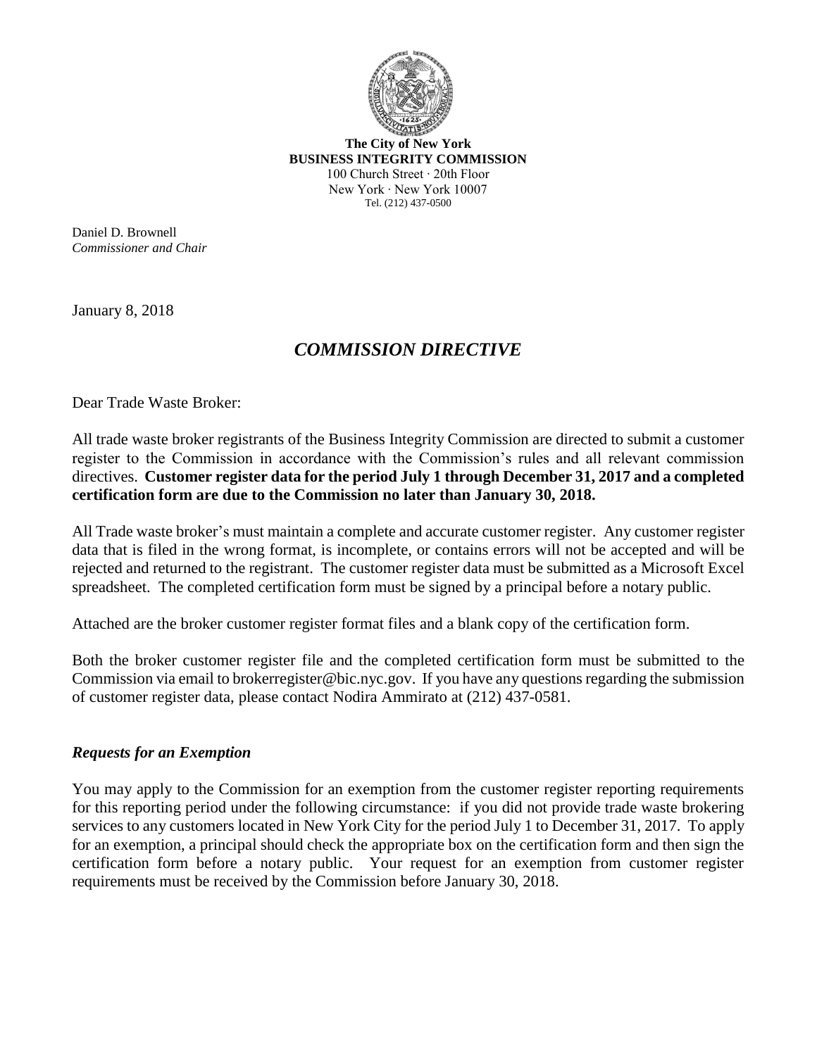**The City of New York**
**BUSINESS INTEGRITY COMMISSION**
100 Church Street · 20th Floor
New York · New York 10007
Tel. (212) 437-0500

Daniel D. Brownell
*Commissioner and Chair*

January 8, 2018

# *COMMISSION DIRECTIVE*

Dear Trade Waste Broker:

All trade waste broker registrants of the Business Integrity Commission are directed to submit a customer register to the Commission in accordance with the Commission's rules and all relevant commission directives. **Customer register data for the period July 1 through December 31, 2017 and a completed certification form are due to the Commission no later than January 30, 2018.**

All Trade waste broker's must maintain a complete and accurate customer register. Any customer register data that is filed in the wrong format, is incomplete, or contains errors will not be accepted and will be rejected and returned to the registrant. The customer register data must be submitted as a Microsoft Excel spreadsheet. The completed certification form must be signed by a principal before a notary public.

Attached are the broker customer register format files and a blank copy of the certification form.

Both the broker customer register file and the completed certification form must be submitted to the Commission via email to brokerregister@bic.nyc.gov. If you have any questions regarding the submission of customer register data, please contact Nodira Ammirato at (212) 437-0581.

### *Requests for an Exemption*

You may apply to the Commission for an exemption from the customer register reporting requirements for this reporting period under the following circumstance: if you did not provide trade waste brokering services to any customers located in New York City for the period July 1 to December 31, 2017. To apply for an exemption, a principal should check the appropriate box on the certification form and then sign the certification form before a notary public. Your request for an exemption from customer register requirements must be received by the Commission before January 30, 2018.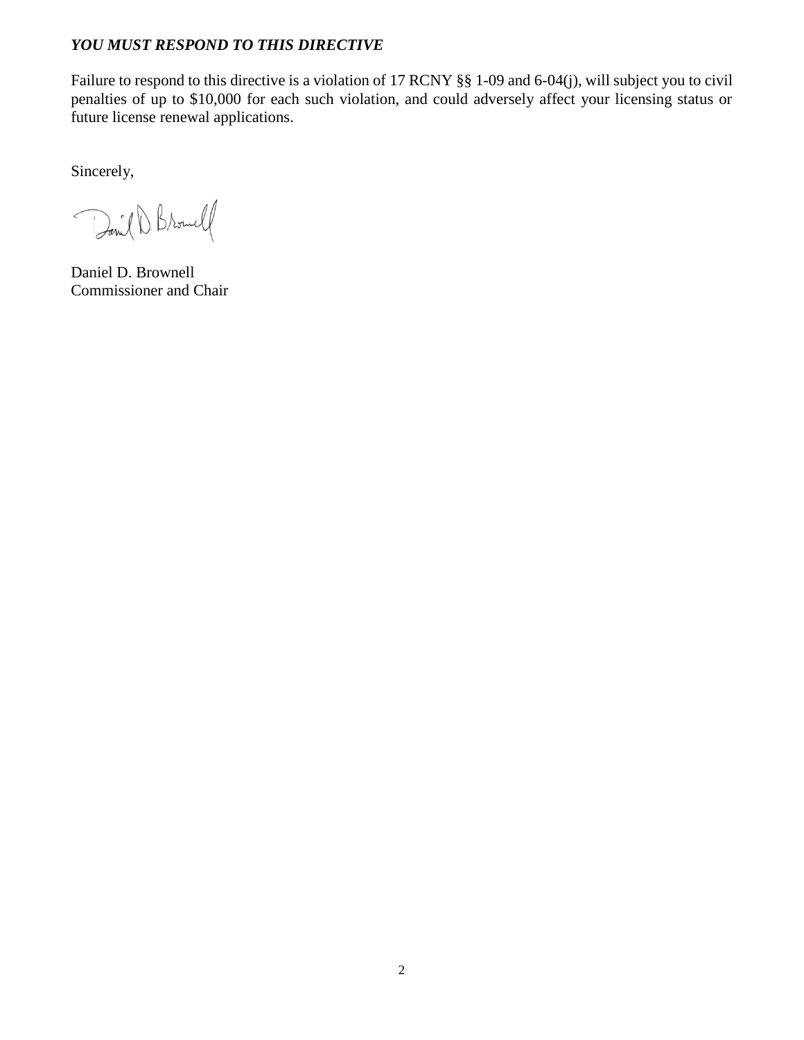***YOU MUST RESPOND TO THIS DIRECTIVE***

Failure to respond to this directive is a violation of 17 RCNY §§ 1-09 and 6-04(j), will subject you to civil penalties of up to $10,000 for each such violation, and could adversely affect your licensing status or future license renewal applications.

Sincerely,

Daniel D. Brownell
Commissioner and Chair